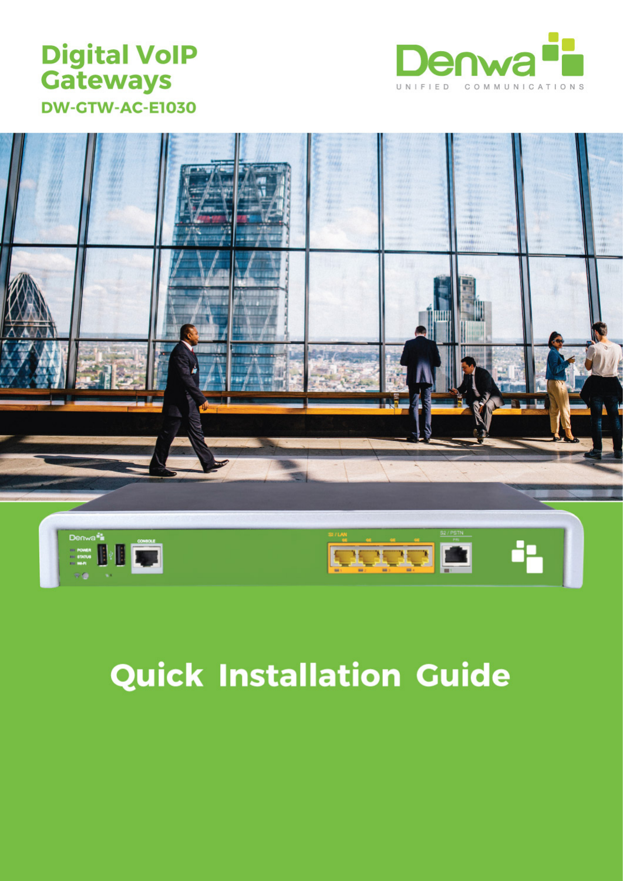# Digital VoIP Gateways

### DW-GTW-AC-E1030

Denwa

UNIFIED COMMUNICATIONS

# Quick Installation Guide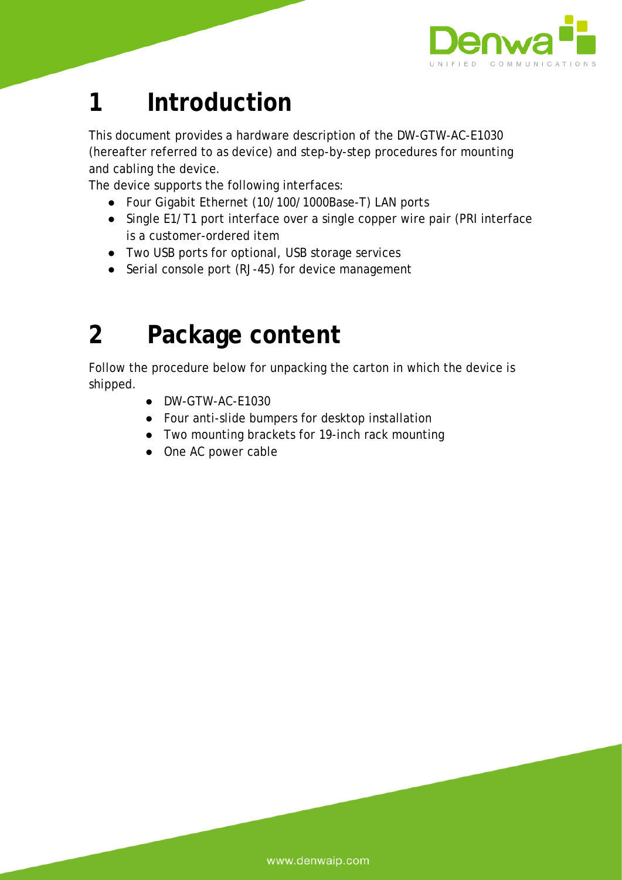# 1 Introduction

This document provides a hardware description of the DW-GTW-AC-E1030 (hereafter referred to as device) and step-by-step procedures for mounting and cabling the device.

The device supports the following interfaces:

- Four Gigabit Ethernet (10/100/1000Base-T) LAN ports
- Single E1/T1 port interface over a single copper wire pair (PRI interface is a customer-ordered item
- Two USB ports for optional, USB storage services
- Serial console port (RJ-45) for device management

# 2 Package content

Follow the procedure below for unpacking the carton in which the device is shipped.

- DW-GTW-AC-E1030
- Four anti-slide bumpers for desktop installation
- Two mounting brackets for 19-inch rack mounting
- One AC power cable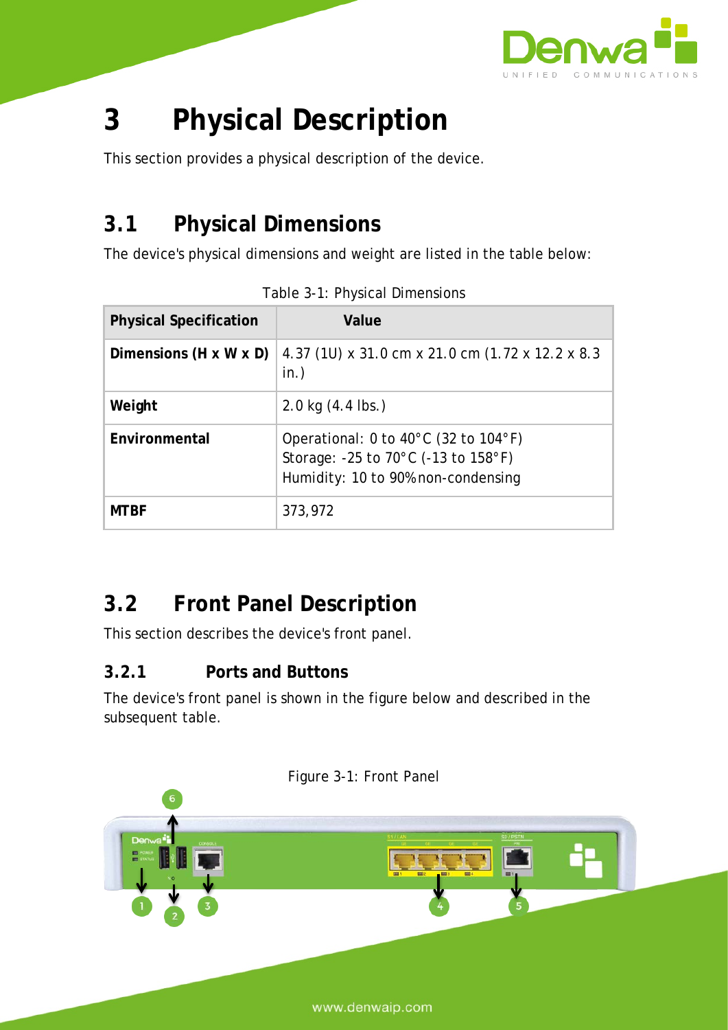# 3 Physical Description

This section provides a physical description of the device.

## 3.1 Physical Dimensions

The device's physical dimensions and weight are listed in the table below:

Table 3-1: Physical Dimensions

| Physical Specification | Value |
|---|---|
| **Dimensions (H x W x D)** | 4.37 (1U) x 31.0 cm x 21.0 cm (1.72 x 12.2 x 8.3 in.) |
| **Weight** | 2.0 kg (4.4 lbs.) |
| **Environmental** | Operational: 0 to 40°C (32 to 104°F)<br>Storage: -25 to 70°C (-13 to 158°F)<br>Humidity: 10 to 90% non-condensing |
| **MTBF** | 373,972 |

## 3.2 Front Panel Description

This section describes the device's front panel.

### 3.2.1 Ports and Buttons

The device's front panel is shown in the figure below and described in the subsequent table.

Figure 3-1: Front Panel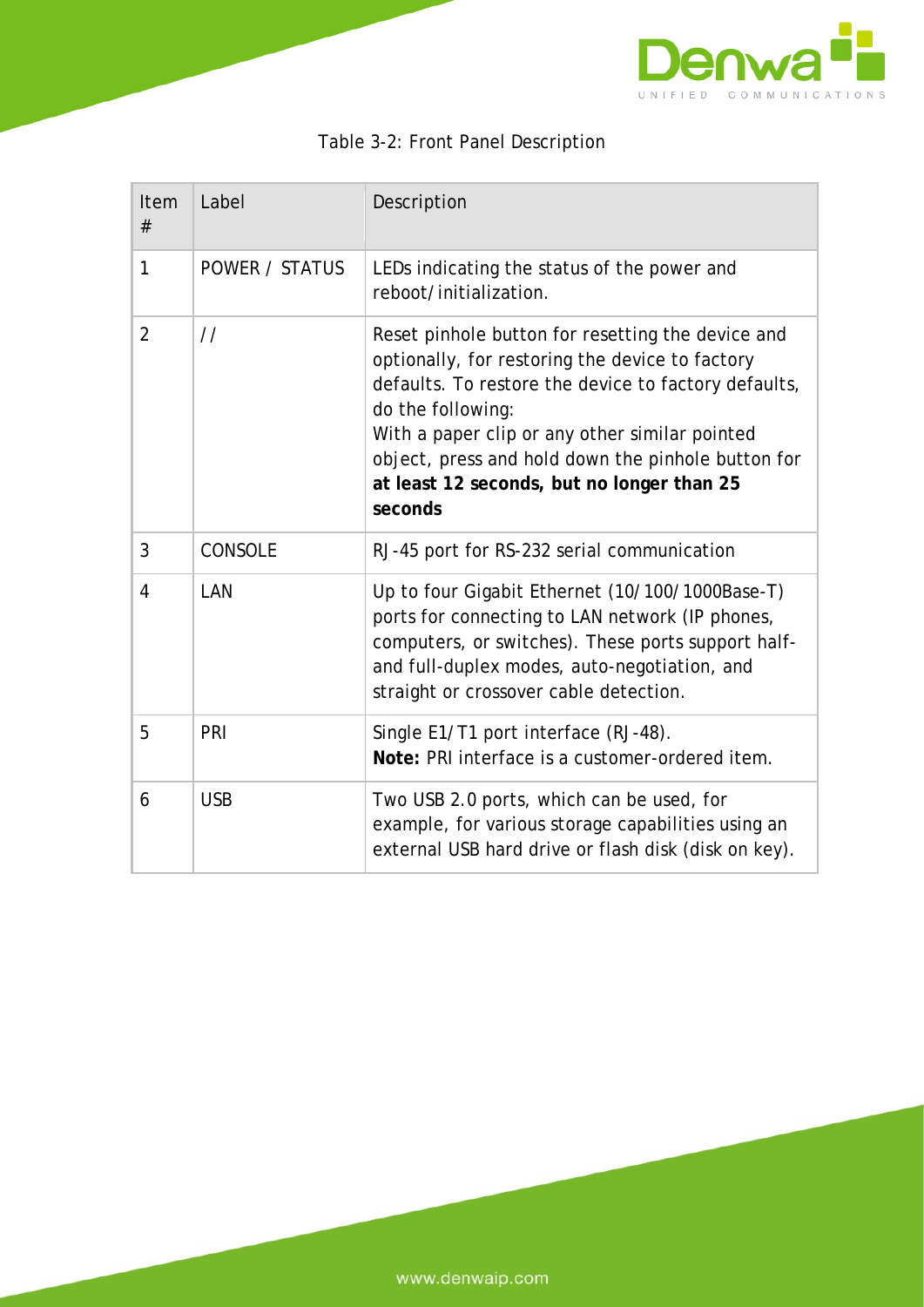Table 3-2: Front Panel Description

| Item # | Label | Description |
|---|---|---|
| 1 | POWER / STATUS | LEDs indicating the status of the power and reboot/initialization. |
| 2 | // | Reset pinhole button for resetting the device and optionally, for restoring the device to factory defaults. To restore the device to factory defaults, do the following:<br>With a paper clip or any other similar pointed object, press and hold down the pinhole button for **at least 12 seconds, but no longer than 25 seconds** |
| 3 | CONSOLE | RJ-45 port for RS-232 serial communication |
| 4 | LAN | Up to four Gigabit Ethernet (10/100/1000Base-T) ports for connecting to LAN network (IP phones, computers, or switches). These ports support half- and full-duplex modes, auto-negotiation, and straight or crossover cable detection. |
| 5 | PRI | Single E1/T1 port interface (RJ-48).<br>**Note:** PRI interface is a customer-ordered item. |
| 6 | USB | Two USB 2.0 ports, which can be used, for example, for various storage capabilities using an external USB hard drive or flash disk (disk on key). |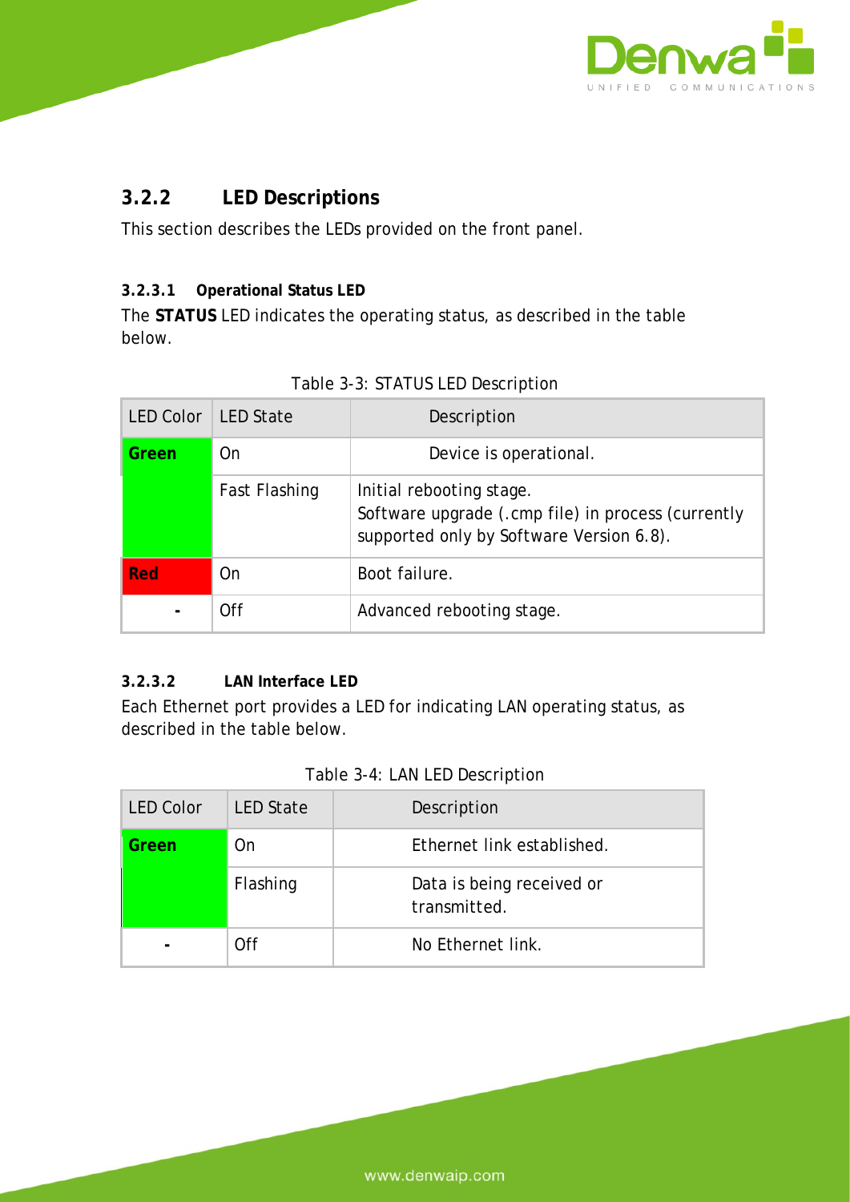### 3.2.2 LED Descriptions

This section describes the LEDs provided on the front panel.

#### 3.2.3.1 Operational Status LED

The **STATUS** LED indicates the operating status, as described in the table below.

Table 3-3: STATUS LED Description

| LED Color | LED State | Description |
|---|---|---|
| **Green** | On | Device is operational. |
| | Fast Flashing | Initial rebooting stage.<br>Software upgrade (.cmp file) in process (currently supported only by Software Version 6.8). |
| **Red** | On | Boot failure. |
| - | Off | Advanced rebooting stage. |

#### 3.2.3.2 LAN Interface LED

Each Ethernet port provides a LED for indicating LAN operating status, as described in the table below.

Table 3-4: LAN LED Description

| LED Color | LED State | Description |
|---|---|---|
| **Green** | On | Ethernet link established. |
| | Flashing | Data is being received or transmitted. |
| - | Off | No Ethernet link. |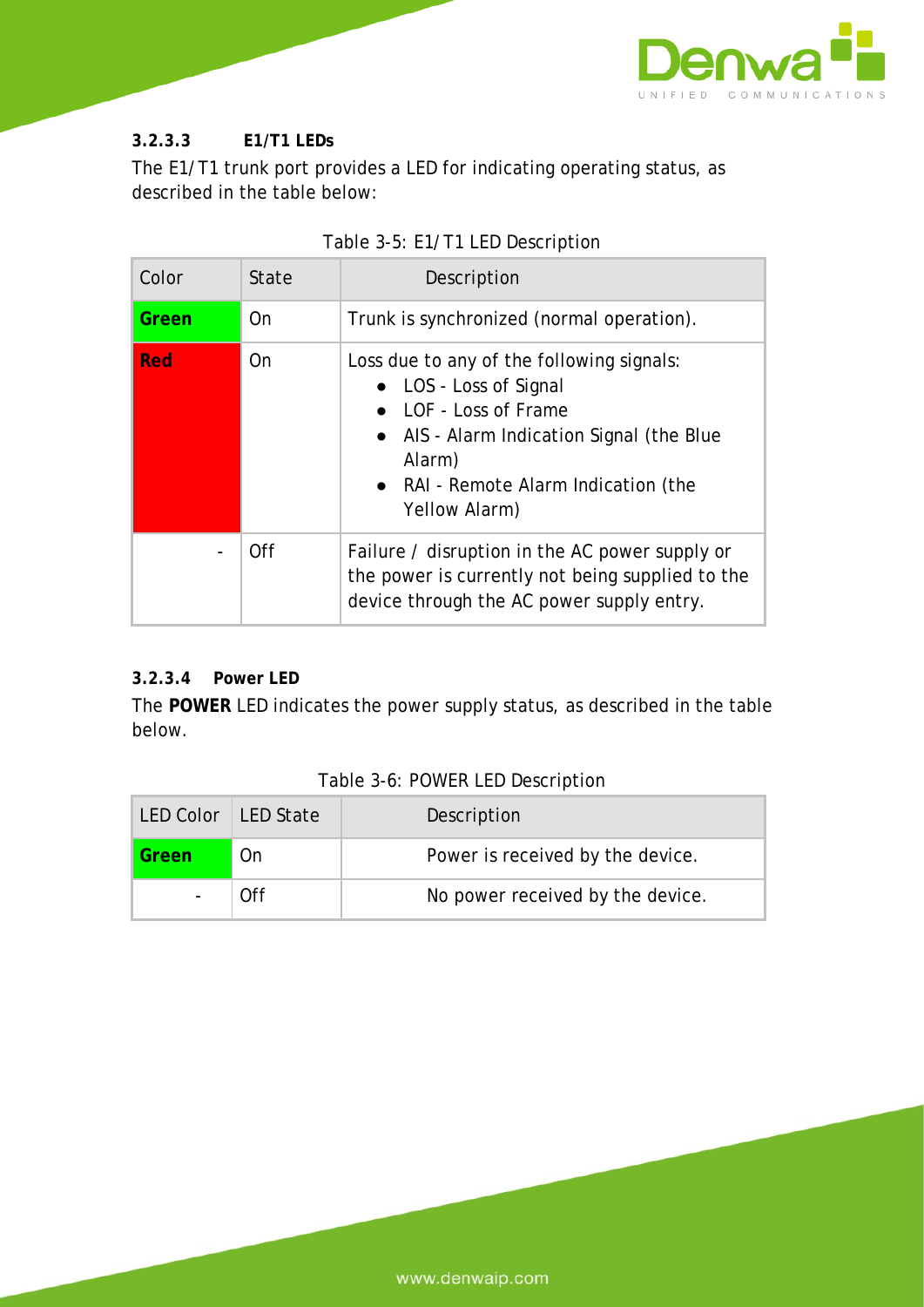#### 3.2.3.3 E1/T1 LEDs

The E1/T1 trunk port provides a LED for indicating operating status, as described in the table below:

Table 3-5: E1/T1 LED Description

| Color | State | Description |
|---|---|---|
| **Green** | On | Trunk is synchronized (normal operation). |
| **Red** | On | Loss due to any of the following signals:<br>● LOS - Loss of Signal<br>● LOF - Loss of Frame<br>● AIS - Alarm Indication Signal (the Blue Alarm)<br>● RAI - Remote Alarm Indication (the Yellow Alarm) |
| - | Off | Failure / disruption in the AC power supply or the power is currently not being supplied to the device through the AC power supply entry. |

#### 3.2.3.4 Power LED

The **POWER** LED indicates the power supply status, as described in the table below.

Table 3-6: POWER LED Description

| LED Color | LED State | Description |
|---|---|---|
| **Green** | On | Power is received by the device. |
| - | Off | No power received by the device. |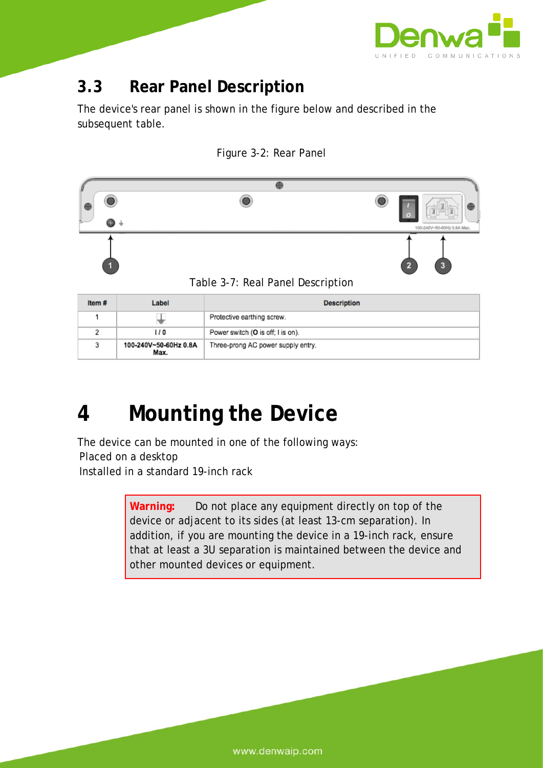## 3.3 Rear Panel Description

The device's rear panel is shown in the figure below and described in the subsequent table.

Figure 3-2: Rear Panel

Table 3-7: Real Panel Description

| Item # | Label | Description |
|---|---|---|
| 1 | ⏚ | Protective earthing screw. |
| 2 | I / O | Power switch (**O** is off; I is on). |
| 3 | 100-240V~50-60Hz 0.8A Max. | Three-prong AC power supply entry. |

# 4 Mounting the Device

The device can be mounted in one of the following ways:

- Placed on a desktop
- Installed in a standard 19-inch rack

> **Warning:** Do not place any equipment directly on top of the device or adjacent to its sides (at least 13-cm separation). In addition, if you are mounting the device in a 19-inch rack, ensure that at least a 3U separation is maintained between the device and other mounted devices or equipment.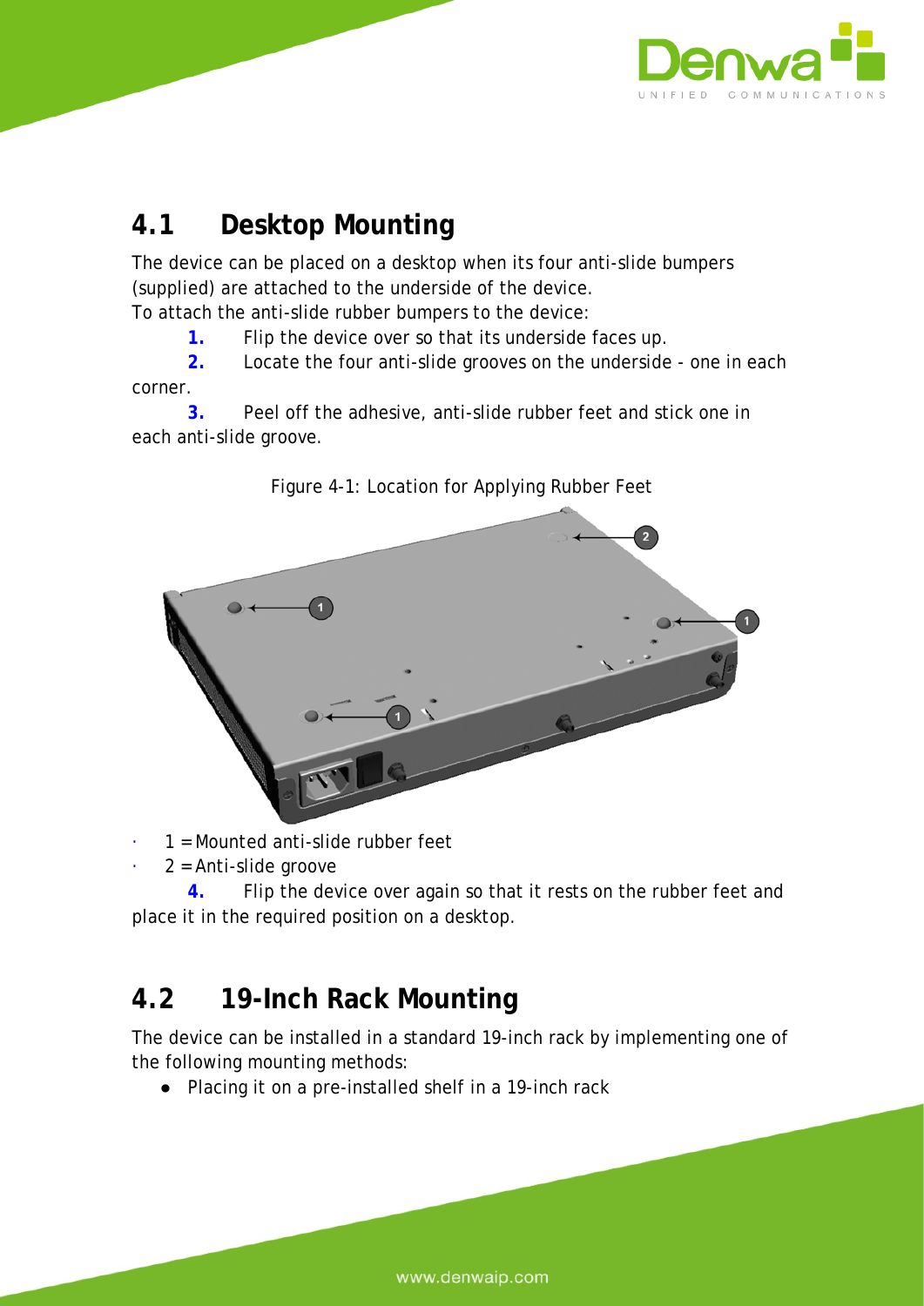## 4.1 Desktop Mounting

The device can be placed on a desktop when its four anti-slide bumpers (supplied) are attached to the underside of the device.

To attach the anti-slide rubber bumpers to the device:

1. Flip the device over so that its underside faces up.
2. Locate the four anti-slide grooves on the underside - one in each corner.
3. Peel off the adhesive, anti-slide rubber feet and stick one in each anti-slide groove.

Figure 4-1: Location for Applying Rubber Feet

- 1 = Mounted anti-slide rubber feet
- 2 = Anti-slide groove

4. Flip the device over again so that it rests on the rubber feet and place it in the required position on a desktop.

## 4.2 19-Inch Rack Mounting

The device can be installed in a standard 19-inch rack by implementing one of the following mounting methods:

- Placing it on a pre-installed shelf in a 19-inch rack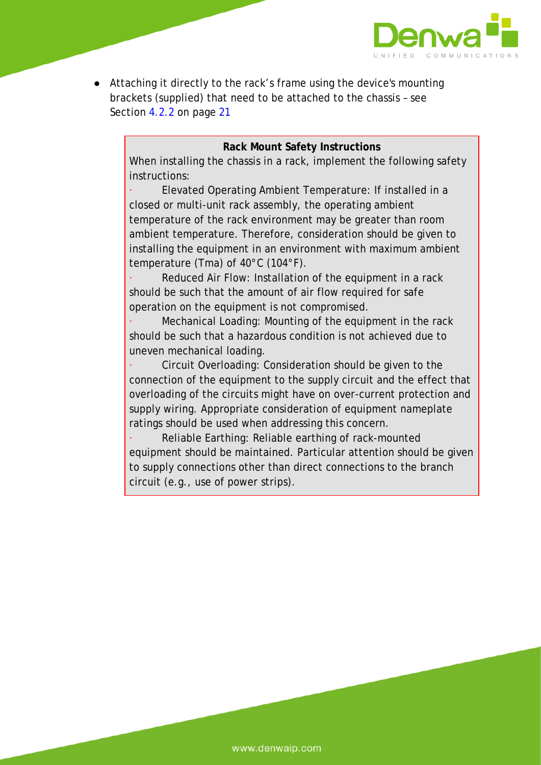- Attaching it directly to the rack's frame using the device's mounting brackets (supplied) that need to be attached to the chassis – see Section 4.2.2 on page 21

> **Rack Mount Safety Instructions**
>
> When installing the chassis in a rack, implement the following safety instructions:
>
> - Elevated Operating Ambient Temperature: If installed in a closed or multi-unit rack assembly, the operating ambient temperature of the rack environment may be greater than room ambient temperature. Therefore, consideration should be given to installing the equipment in an environment with maximum ambient temperature (Tma) of 40°C (104°F).
> - Reduced Air Flow: Installation of the equipment in a rack should be such that the amount of air flow required for safe operation on the equipment is not compromised.
> - Mechanical Loading: Mounting of the equipment in the rack should be such that a hazardous condition is not achieved due to uneven mechanical loading.
> - Circuit Overloading: Consideration should be given to the connection of the equipment to the supply circuit and the effect that overloading of the circuits might have on over-current protection and supply wiring. Appropriate consideration of equipment nameplate ratings should be used when addressing this concern.
> - Reliable Earthing: Reliable earthing of rack-mounted equipment should be maintained. Particular attention should be given to supply connections other than direct connections to the branch circuit (e.g., use of power strips).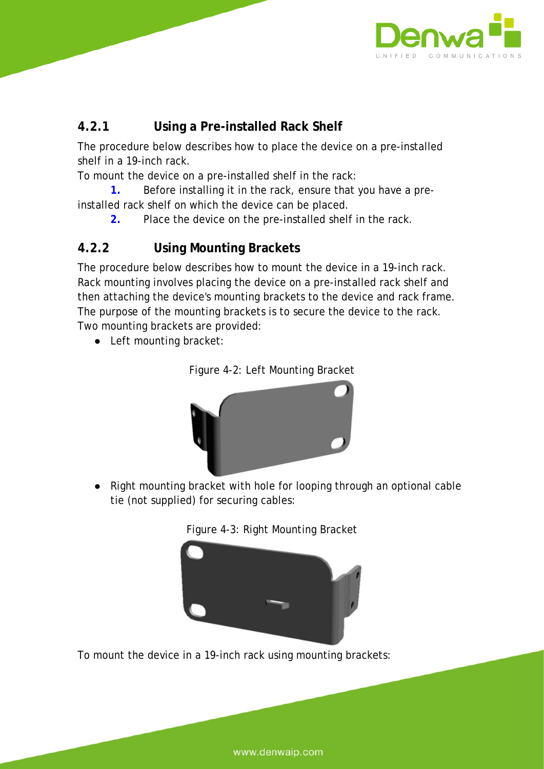### 4.2.1 Using a Pre-installed Rack Shelf

The procedure below describes how to place the device on a pre-installed shelf in a 19-inch rack.

To mount the device on a pre-installed shelf in the rack:

1. Before installing it in the rack, ensure that you have a pre-installed rack shelf on which the device can be placed.
2. Place the device on the pre-installed shelf in the rack.

### 4.2.2 Using Mounting Brackets

The procedure below describes how to mount the device in a 19-inch rack. Rack mounting involves placing the device on a pre-installed rack shelf and then attaching the device's mounting brackets to the device and rack frame. The purpose of the mounting brackets is to secure the device to the rack. Two mounting brackets are provided:

- Left mounting bracket:

Figure 4-2: Left Mounting Bracket

- Right mounting bracket with hole for looping through an optional cable tie (not supplied) for securing cables:

Figure 4-3: Right Mounting Bracket

To mount the device in a 19-inch rack using mounting brackets: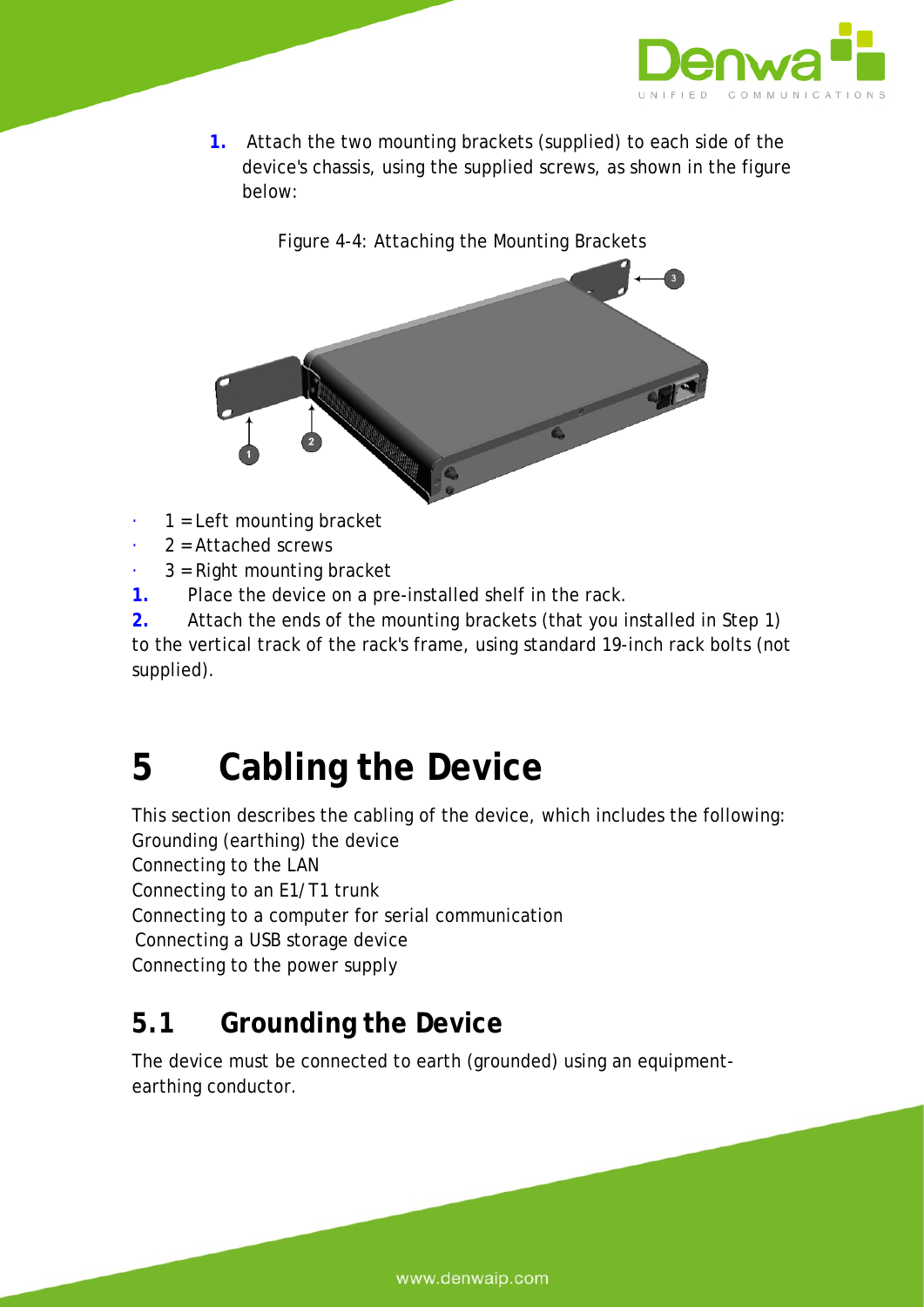1. Attach the two mounting brackets (supplied) to each side of the device's chassis, using the supplied screws, as shown in the figure below:

Figure 4-4: Attaching the Mounting Brackets

- 1 = Left mounting bracket
- 2 = Attached screws
- 3 = Right mounting bracket

1. Place the device on a pre-installed shelf in the rack.
2. Attach the ends of the mounting brackets (that you installed in Step 1) to the vertical track of the rack's frame, using standard 19-inch rack bolts (not supplied).

# 5 Cabling the Device

This section describes the cabling of the device, which includes the following:

Grounding (earthing) the device

Connecting to the LAN

Connecting to an E1/T1 trunk

Connecting to a computer for serial communication

Connecting a USB storage device

Connecting to the power supply

## 5.1 Grounding the Device

The device must be connected to earth (grounded) using an equipment-earthing conductor.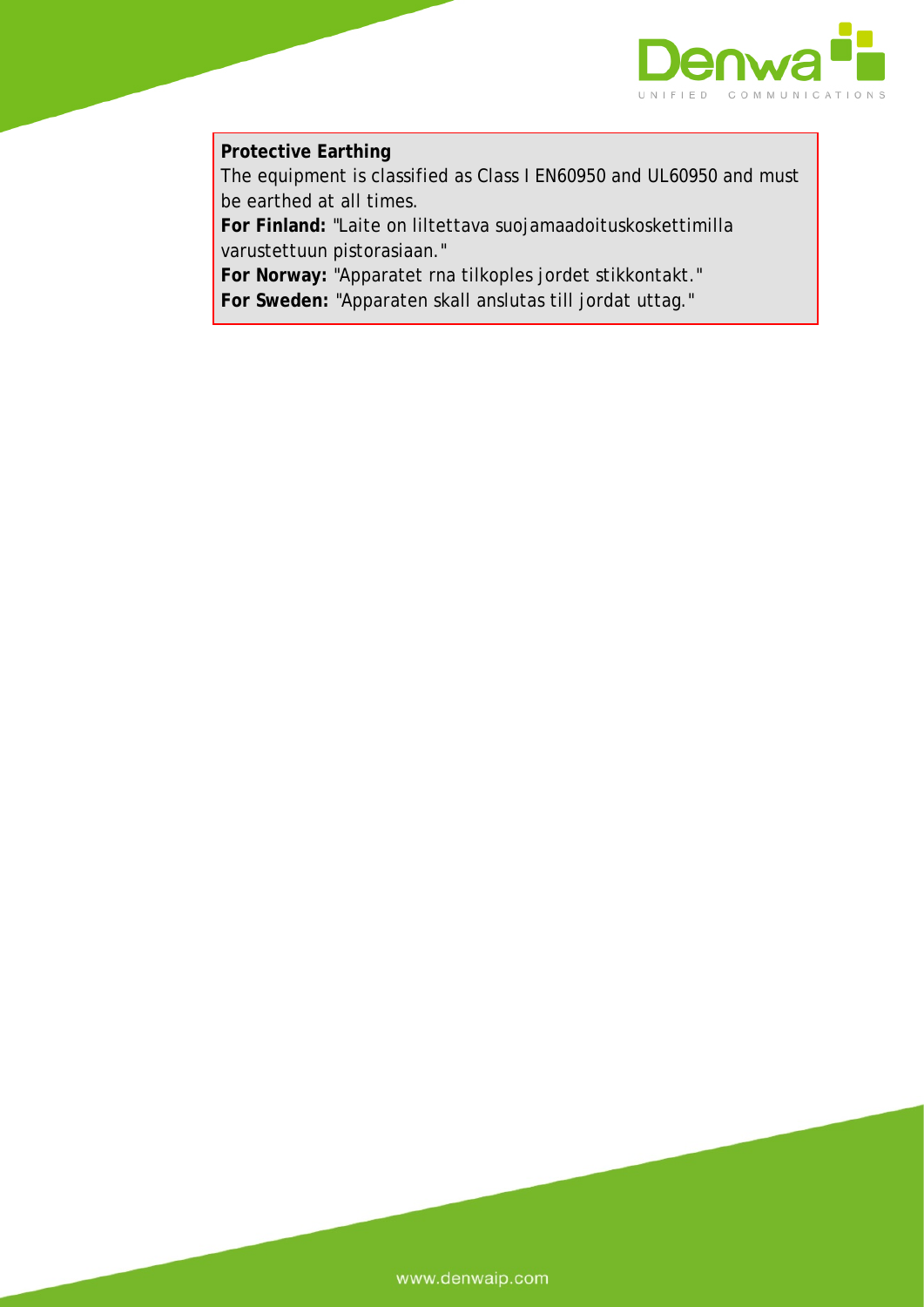**Protective Earthing**

The equipment is classified as Class I EN60950 and UL60950 and must be earthed at all times.

**For Finland:** "Laite on liltettava suojamaadoituskoskettimilla varustettuun pistorasiaan."

**For Norway:** "Apparatet rna tilkoples jordet stikkontakt."

**For Sweden:** "Apparaten skall anslutas till jordat uttag."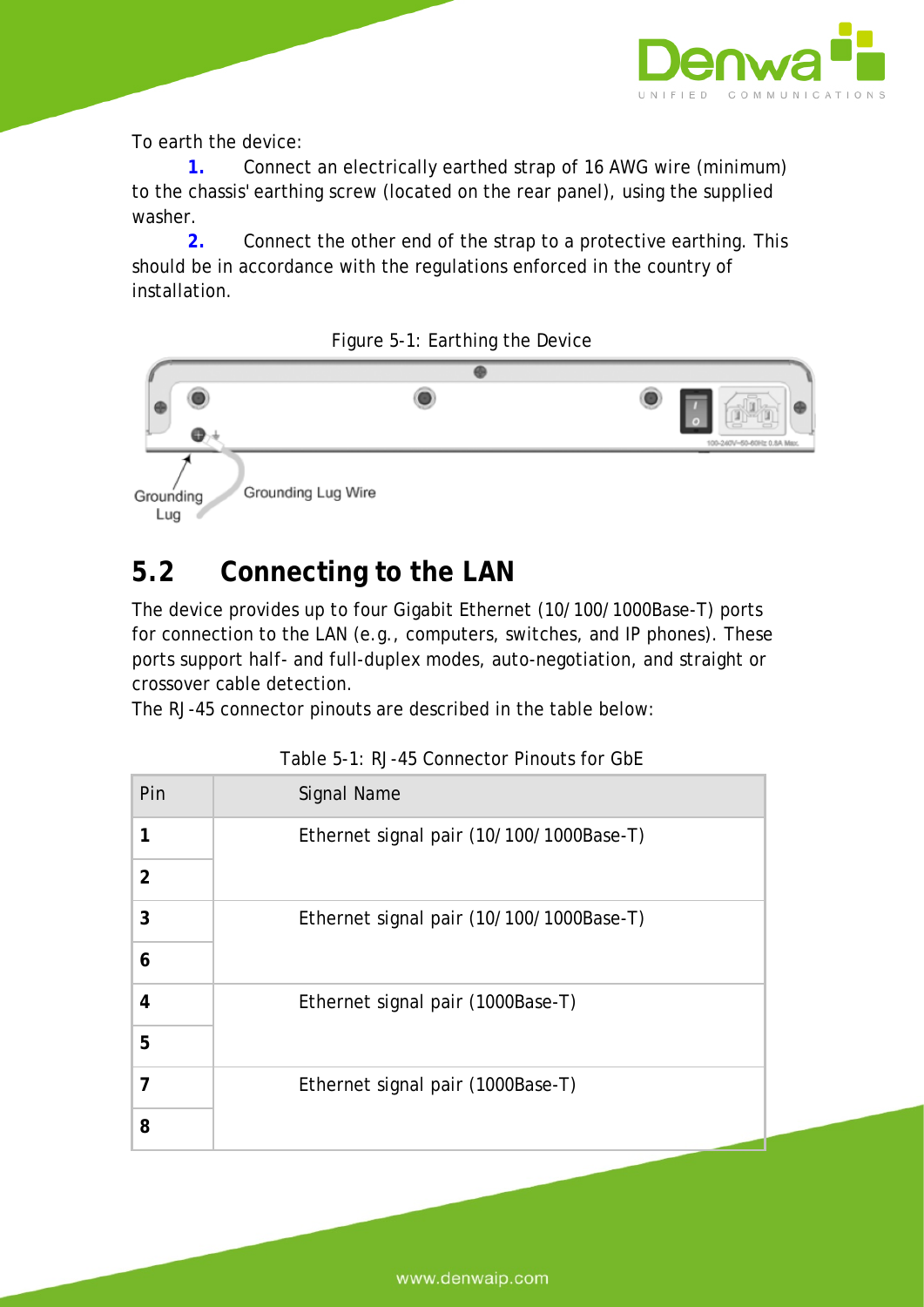To earth the device:

1. Connect an electrically earthed strap of 16 AWG wire (minimum) to the chassis' earthing screw (located on the rear panel), using the supplied washer.
2. Connect the other end of the strap to a protective earthing. This should be in accordance with the regulations enforced in the country of installation.

Figure 5-1: Earthing the Device

## 5.2 Connecting to the LAN

The device provides up to four Gigabit Ethernet (10/100/1000Base-T) ports for connection to the LAN (e.g., computers, switches, and IP phones). These ports support half- and full-duplex modes, auto-negotiation, and straight or crossover cable detection.
The RJ-45 connector pinouts are described in the table below:

Table 5-1: RJ-45 Connector Pinouts for GbE

| Pin | Signal Name |
|---|---|
| **1** | Ethernet signal pair (10/100/1000Base-T) |
| **2** | |
| **3** | Ethernet signal pair (10/100/1000Base-T) |
| **6** | |
| **4** | Ethernet signal pair (1000Base-T) |
| **5** | |
| **7** | Ethernet signal pair (1000Base-T) |
| **8** | |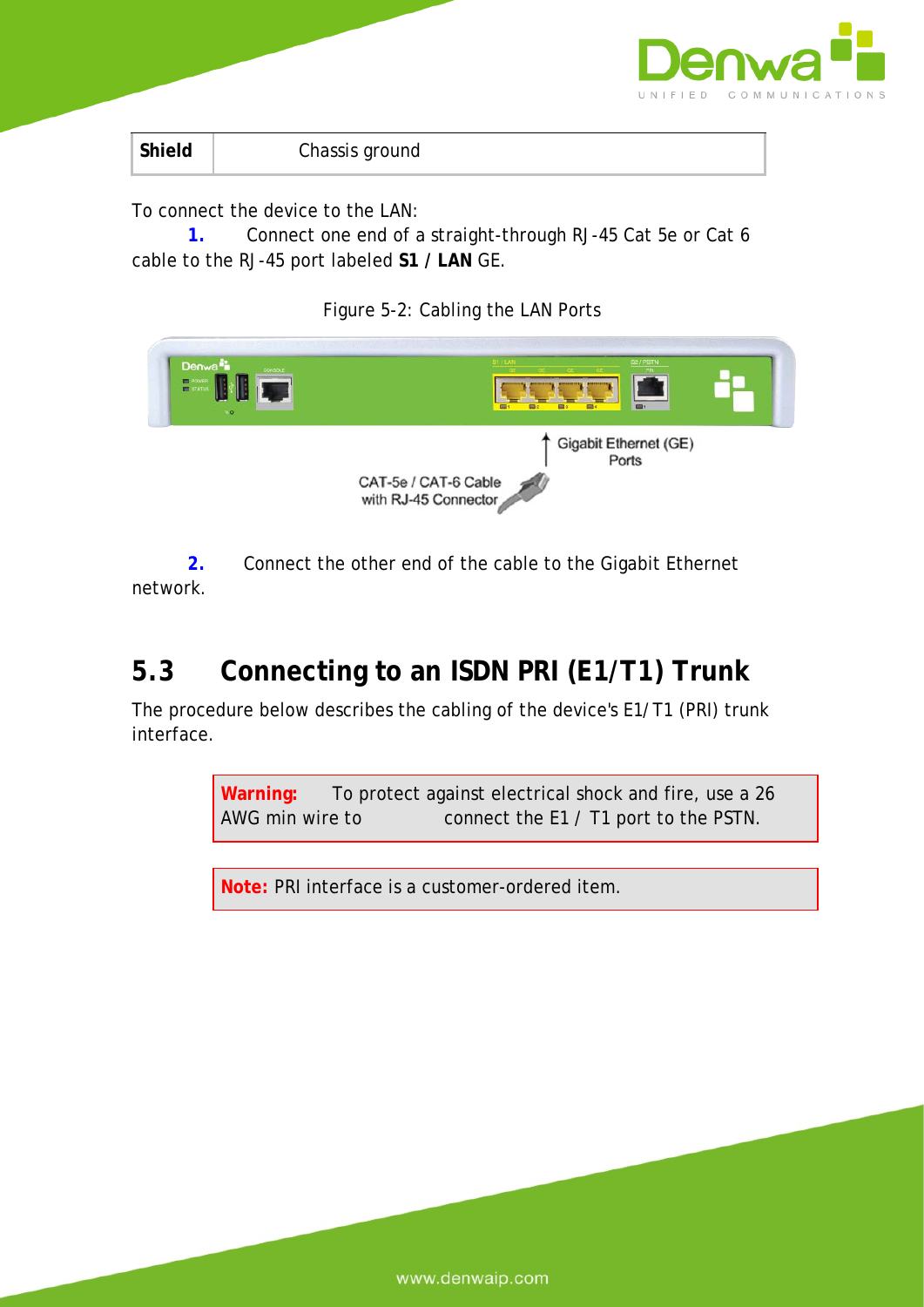| Shield | Chassis ground |
|---|---|

To connect the device to the LAN:

1. Connect one end of a straight-through RJ-45 Cat 5e or Cat 6 cable to the RJ-45 port labeled **S1 / LAN** GE.

Figure 5-2: Cabling the LAN Ports

2. Connect the other end of the cable to the Gigabit Ethernet network.

## 5.3 Connecting to an ISDN PRI (E1/T1) Trunk

The procedure below describes the cabling of the device's E1/T1 (PRI) trunk interface.

**Warning:** To protect against electrical shock and fire, use a 26 AWG min wire to connect the E1 / T1 port to the PSTN.

**Note:** PRI interface is a customer-ordered item.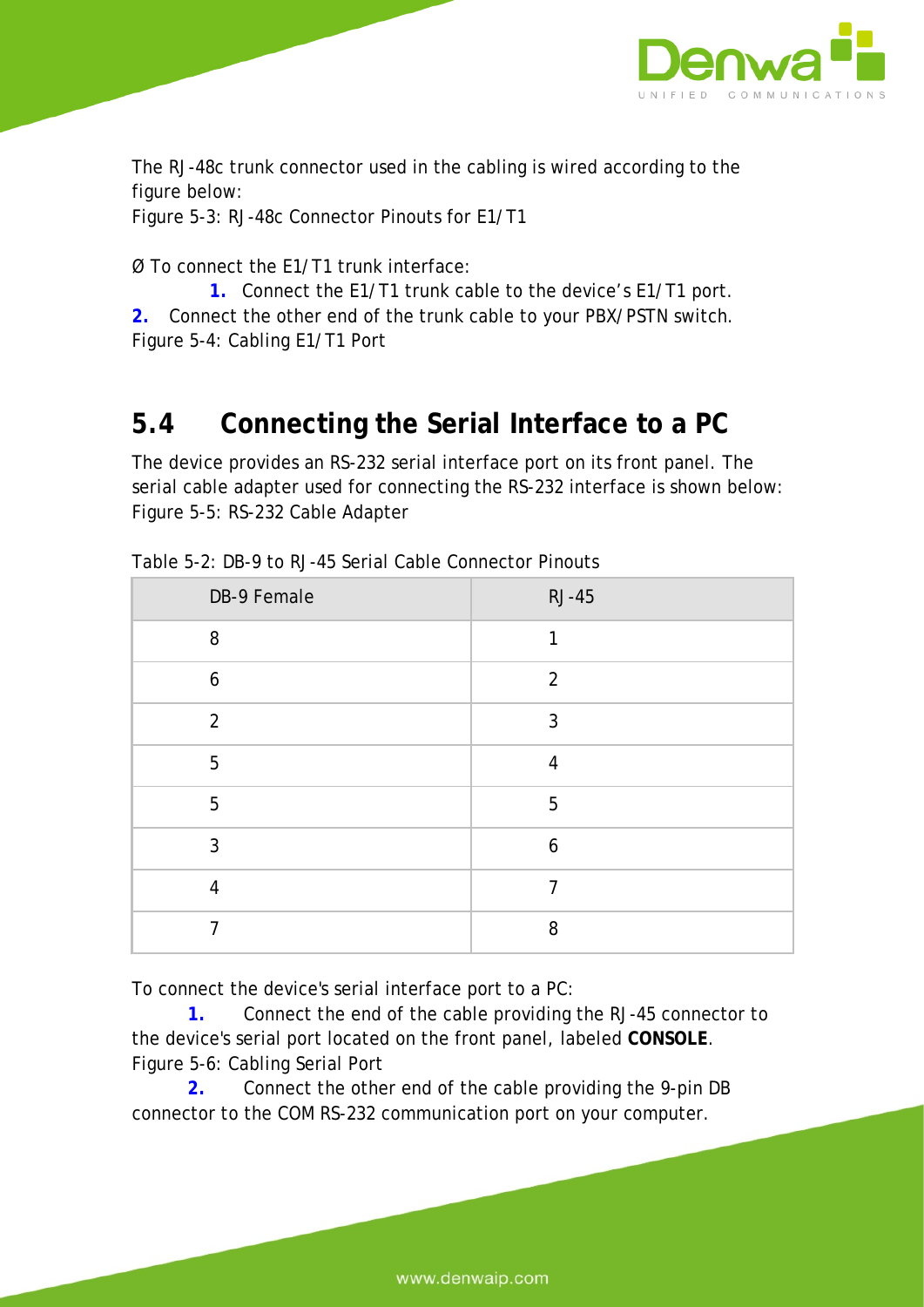The RJ-48c trunk connector used in the cabling is wired according to the figure below:
Figure 5-3: RJ-48c Connector Pinouts for E1/T1

Ø To connect the E1/T1 trunk interface:

1. Connect the E1/T1 trunk cable to the device’s E1/T1 port.
2. Connect the other end of the trunk cable to your PBX/PSTN switch.

Figure 5-4: Cabling E1/T1 Port

## 5.4 Connecting the Serial Interface to a PC

The device provides an RS-232 serial interface port on its front panel. The serial cable adapter used for connecting the RS-232 interface is shown below:
Figure 5-5: RS-232 Cable Adapter

Table 5-2: DB-9 to RJ-45 Serial Cable Connector Pinouts

| DB-9 Female | RJ-45 |
|---|---|
| 8 | 1 |
| 6 | 2 |
| 2 | 3 |
| 5 | 4 |
| 5 | 5 |
| 3 | 6 |
| 4 | 7 |
| 7 | 8 |

To connect the device's serial interface port to a PC:

1. Connect the end of the cable providing the RJ-45 connector to the device's serial port located on the front panel, labeled **CONSOLE**.
Figure 5-6: Cabling Serial Port
2. Connect the other end of the cable providing the 9-pin DB connector to the COM RS-232 communication port on your computer.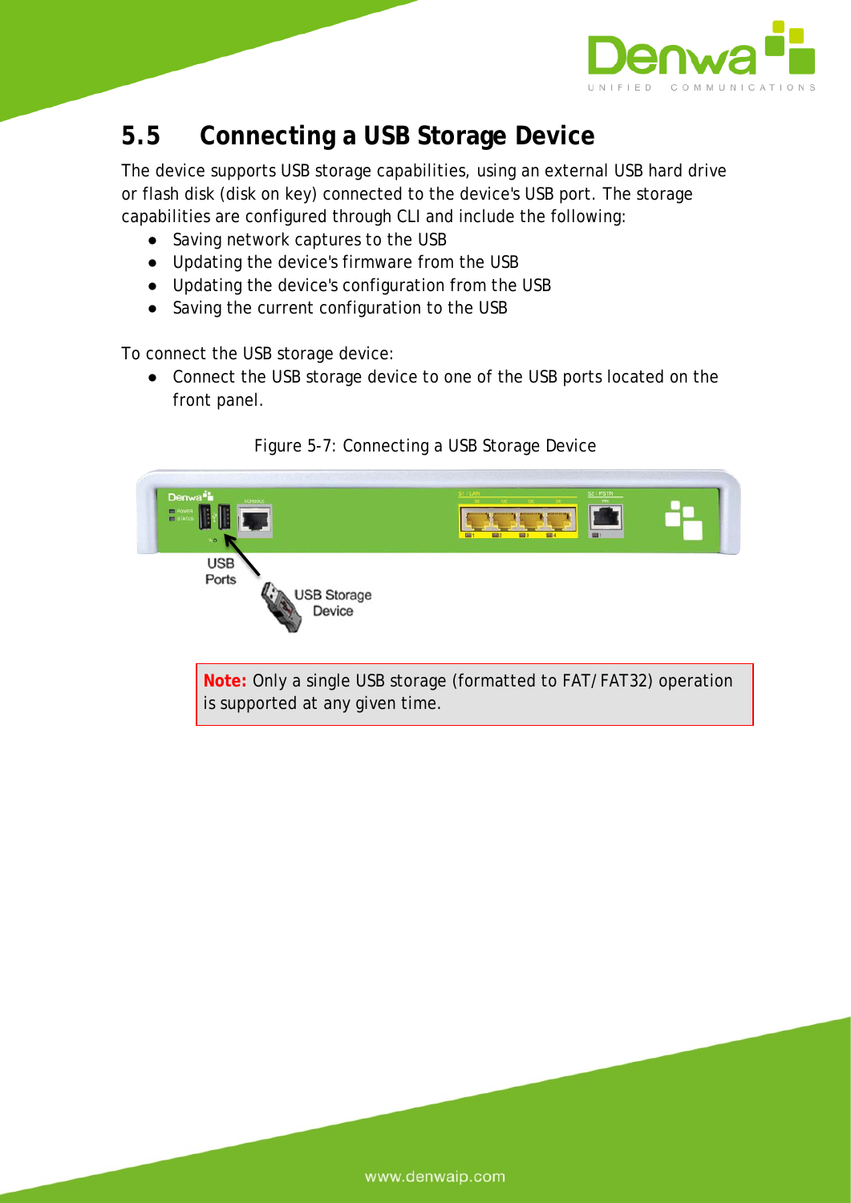## 5.5 Connecting a USB Storage Device

The device supports USB storage capabilities, using an external USB hard drive or flash disk (disk on key) connected to the device's USB port. The storage capabilities are configured through CLI and include the following:

- Saving network captures to the USB
- Updating the device's firmware from the USB
- Updating the device's configuration from the USB
- Saving the current configuration to the USB

To connect the USB storage device:

- Connect the USB storage device to one of the USB ports located on the front panel.

Figure 5-7: Connecting a USB Storage Device

> **Note:** Only a single USB storage (formatted to FAT/FAT32) operation is supported at any given time.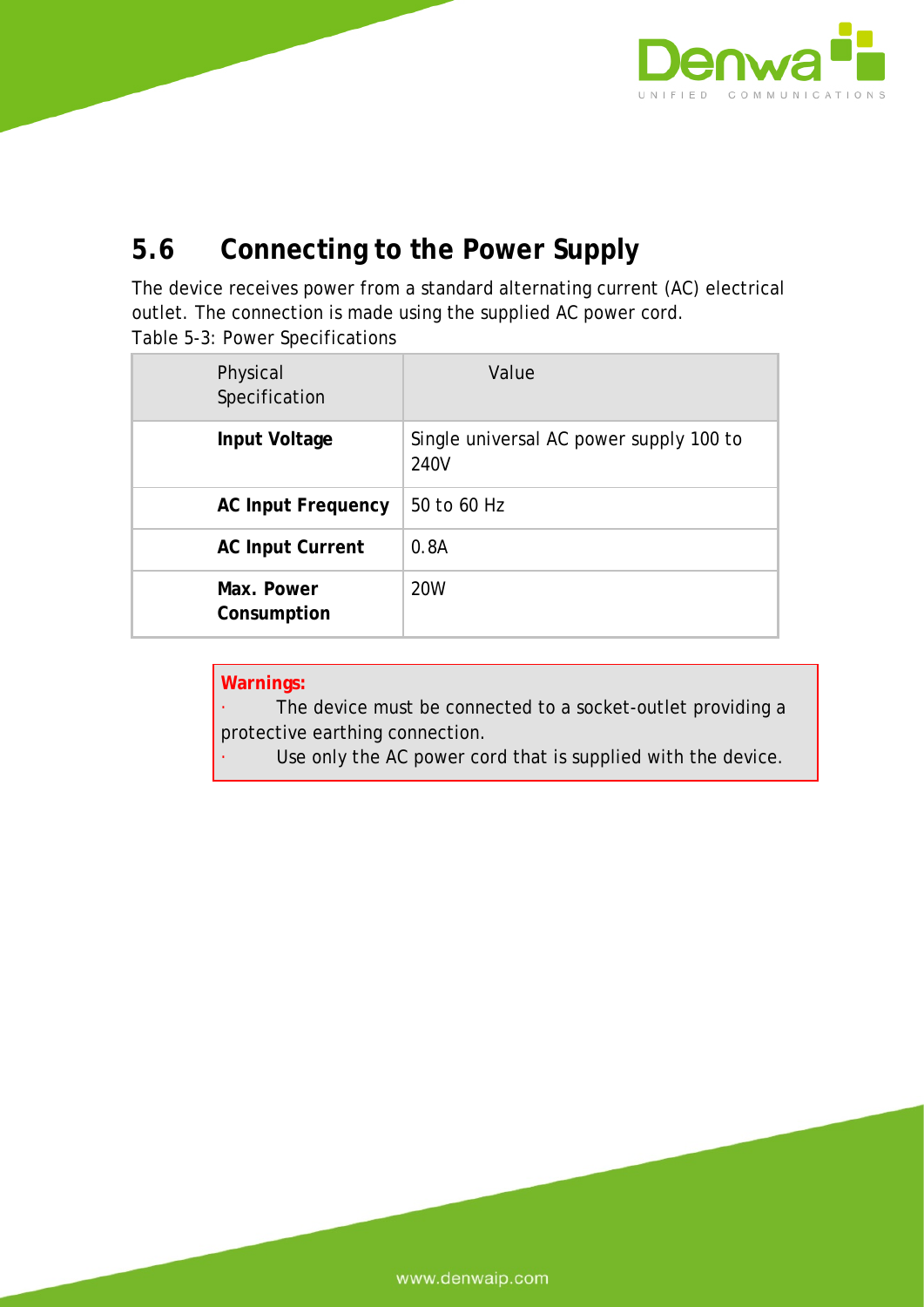## 5.6 Connecting to the Power Supply

The device receives power from a standard alternating current (AC) electrical outlet. The connection is made using the supplied AC power cord.

Table 5-3: Power Specifications

| Physical Specification | Value |
|---|---|
| **Input Voltage** | Single universal AC power supply 100 to 240V |
| **AC Input Frequency** | 50 to 60 Hz |
| **AC Input Current** | 0.8A |
| **Max. Power Consumption** | 20W |

**Warnings:**

- The device must be connected to a socket-outlet providing a protective earthing connection.
- Use only the AC power cord that is supplied with the device.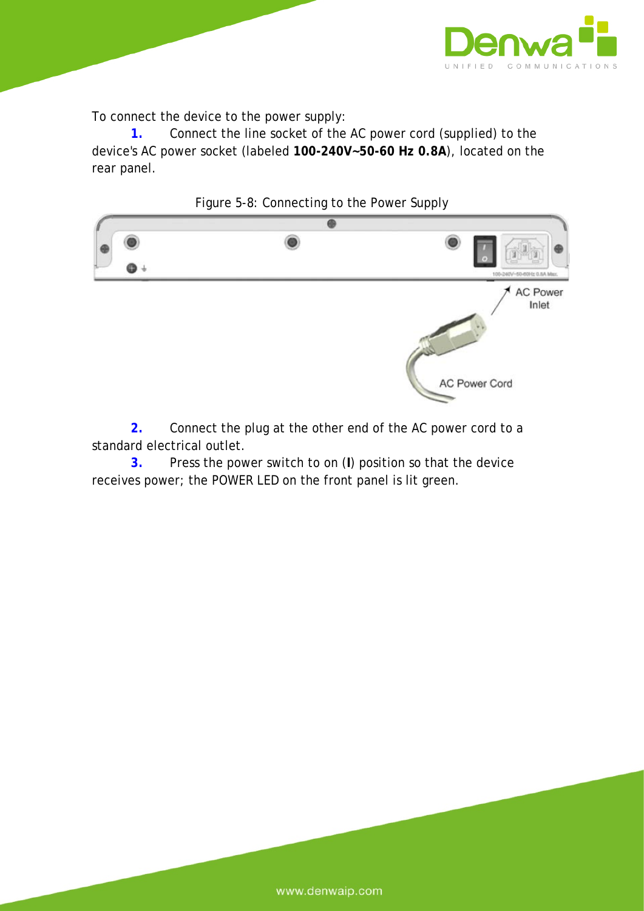To connect the device to the power supply:

1. Connect the line socket of the AC power cord (supplied) to the device's AC power socket (labeled **100-240V~50-60 Hz 0.8A**), located on the rear panel.

Figure 5-8: Connecting to the Power Supply

AC Power Inlet

AC Power Cord

2. Connect the plug at the other end of the AC power cord to a standard electrical outlet.
3. Press the power switch to on (**I**) position so that the device receives power; the POWER LED on the front panel is lit green.